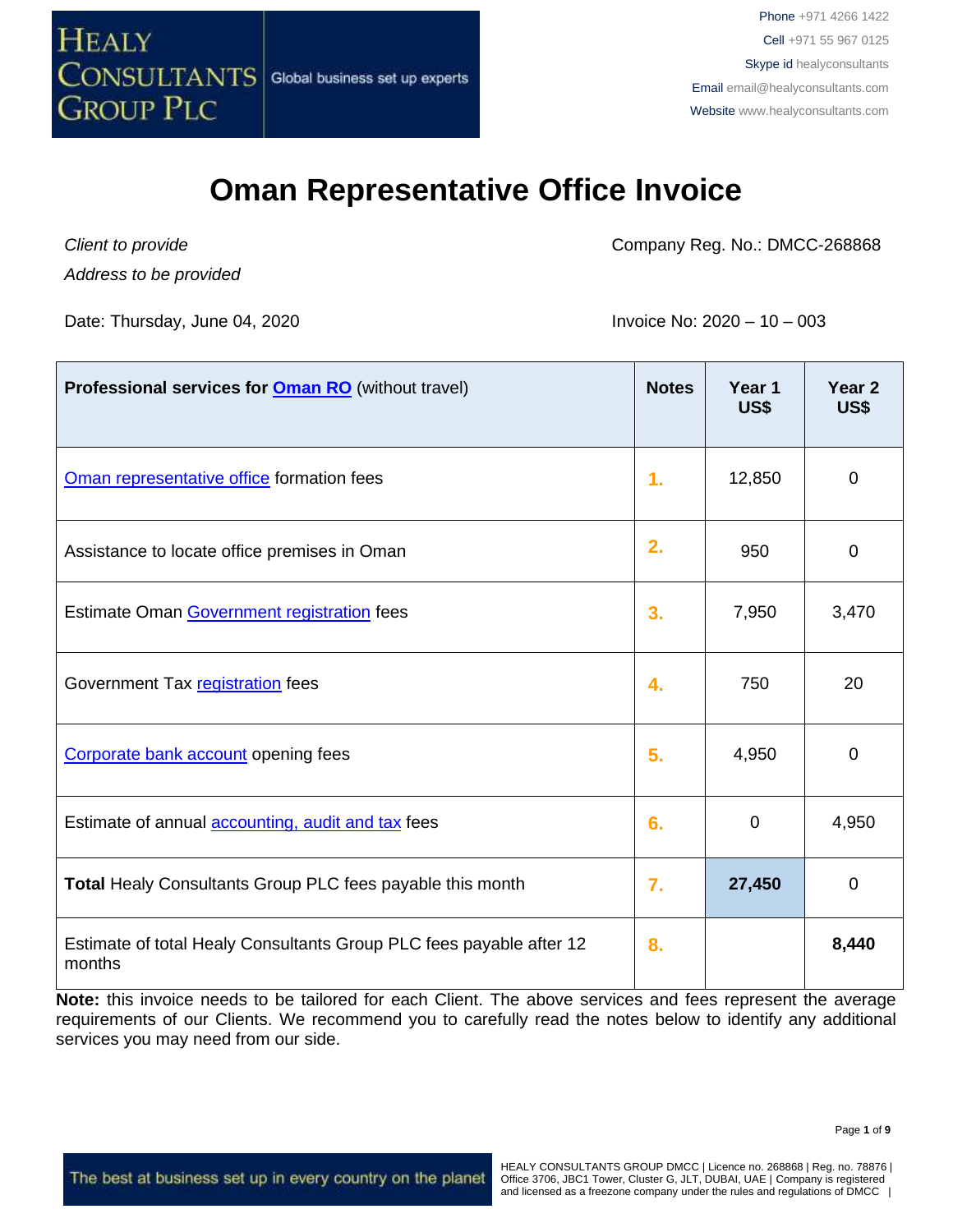HEALY CONSULTANTS GROUP PLC | Global business set up experts

Phone +971 4266 1422
Cell +971 55 967 0125
Skype id healyconsultants
Email email@healyconsultants.com
Website www.healyconsultants.com

# Oman Representative Office Invoice

*Client to provide*
*Address to be provided*

Company Reg. No.: DMCC-268868

Date: Thursday, June 04, 2020

Invoice No: 2020 – 10 – 003

| **Professional services for Oman RO** (without travel) | **Notes** | **Year 1 US$** | **Year 2 US$** |
|---|---|---|---|
| Oman representative office formation fees | 1. | 12,850 | 0 |
| Assistance to locate office premises in Oman | 2. | 950 | 0 |
| Estimate Oman Government registration fees | 3. | 7,950 | 3,470 |
| Government Tax registration fees | 4. | 750 | 20 |
| Corporate bank account opening fees | 5. | 4,950 | 0 |
| Estimate of annual accounting, audit and tax fees | 6. | 0 | 4,950 |
| **Total** Healy Consultants Group PLC fees payable this month | 7. | **27,450** | 0 |
| Estimate of total Healy Consultants Group PLC fees payable after 12 months | 8. | | **8,440** |

**Note:** this invoice needs to be tailored for each Client. The above services and fees represent the average requirements of our Clients. We recommend you to carefully read the notes below to identify any additional services you may need from our side.

The best at business set up in every country on the planet

HEALY CONSULTANTS GROUP DMCC | Licence no. 268868 | Reg. no. 78876 | Office 3706, JBC1 Tower, Cluster G, JLT, DUBAI, UAE | Company is registered and licensed as a freezone company under the rules and regulations of DMCC |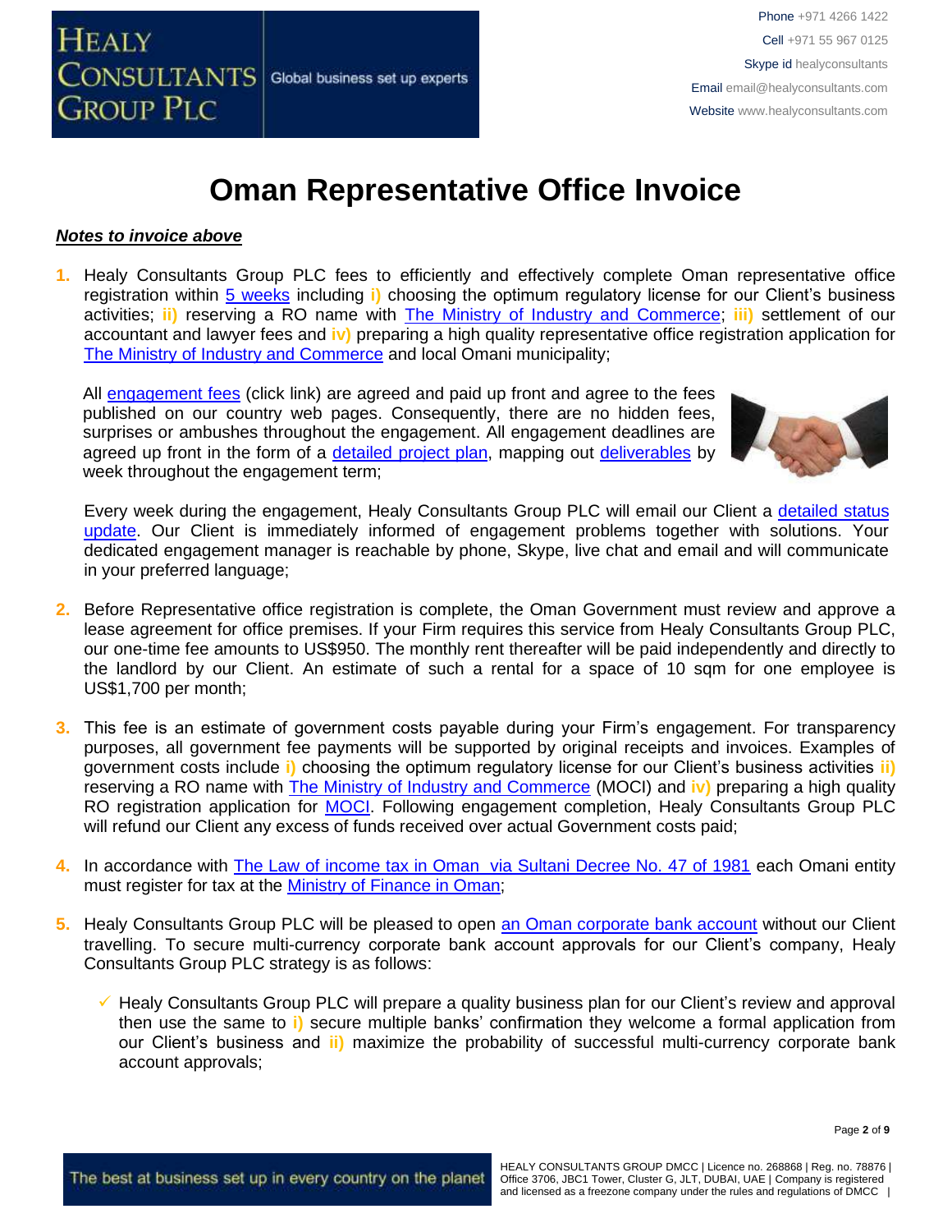# Oman Representative Office Invoice

***Notes to invoice above***

1. Healy Consultants Group PLC fees to efficiently and effectively complete Oman representative office registration within 5 weeks including **i)** choosing the optimum regulatory license for our Client's business activities; **ii)** reserving a RO name with The Ministry of Industry and Commerce; **iii)** settlement of our accountant and lawyer fees and **iv)** preparing a high quality representative office registration application for The Ministry of Industry and Commerce and local Omani municipality;

   All engagement fees (click link) are agreed and paid up front and agree to the fees published on our country web pages. Consequently, there are no hidden fees, surprises or ambushes throughout the engagement. All engagement deadlines are agreed up front in the form of a detailed project plan, mapping out deliverables by week throughout the engagement term;

   Every week during the engagement, Healy Consultants Group PLC will email our Client a detailed status update. Our Client is immediately informed of engagement problems together with solutions. Your dedicated engagement manager is reachable by phone, Skype, live chat and email and will communicate in your preferred language;

2. Before Representative office registration is complete, the Oman Government must review and approve a lease agreement for office premises. If your Firm requires this service from Healy Consultants Group PLC, our one-time fee amounts to US$950. The monthly rent thereafter will be paid independently and directly to the landlord by our Client. An estimate of such a rental for a space of 10 sqm for one employee is US$1,700 per month;

3. This fee is an estimate of government costs payable during your Firm's engagement. For transparency purposes, all government fee payments will be supported by original receipts and invoices. Examples of government costs include **i)** choosing the optimum regulatory license for our Client's business activities **ii)** reserving a RO name with The Ministry of Industry and Commerce (MOCI) and **iv)** preparing a high quality RO registration application for MOCI. Following engagement completion, Healy Consultants Group PLC will refund our Client any excess of funds received over actual Government costs paid;

4. In accordance with The Law of income tax in Oman via Sultani Decree No. 47 of 1981 each Omani entity must register for tax at the Ministry of Finance in Oman;

5. Healy Consultants Group PLC will be pleased to open an Oman corporate bank account without our Client travelling. To secure multi-currency corporate bank account approvals for our Client's company, Healy Consultants Group PLC strategy is as follows:

   - ✓ Healy Consultants Group PLC will prepare a quality business plan for our Client's review and approval then use the same to **i)** secure multiple banks' confirmation they welcome a formal application from our Client's business and **ii)** maximize the probability of successful multi-currency corporate bank account approvals;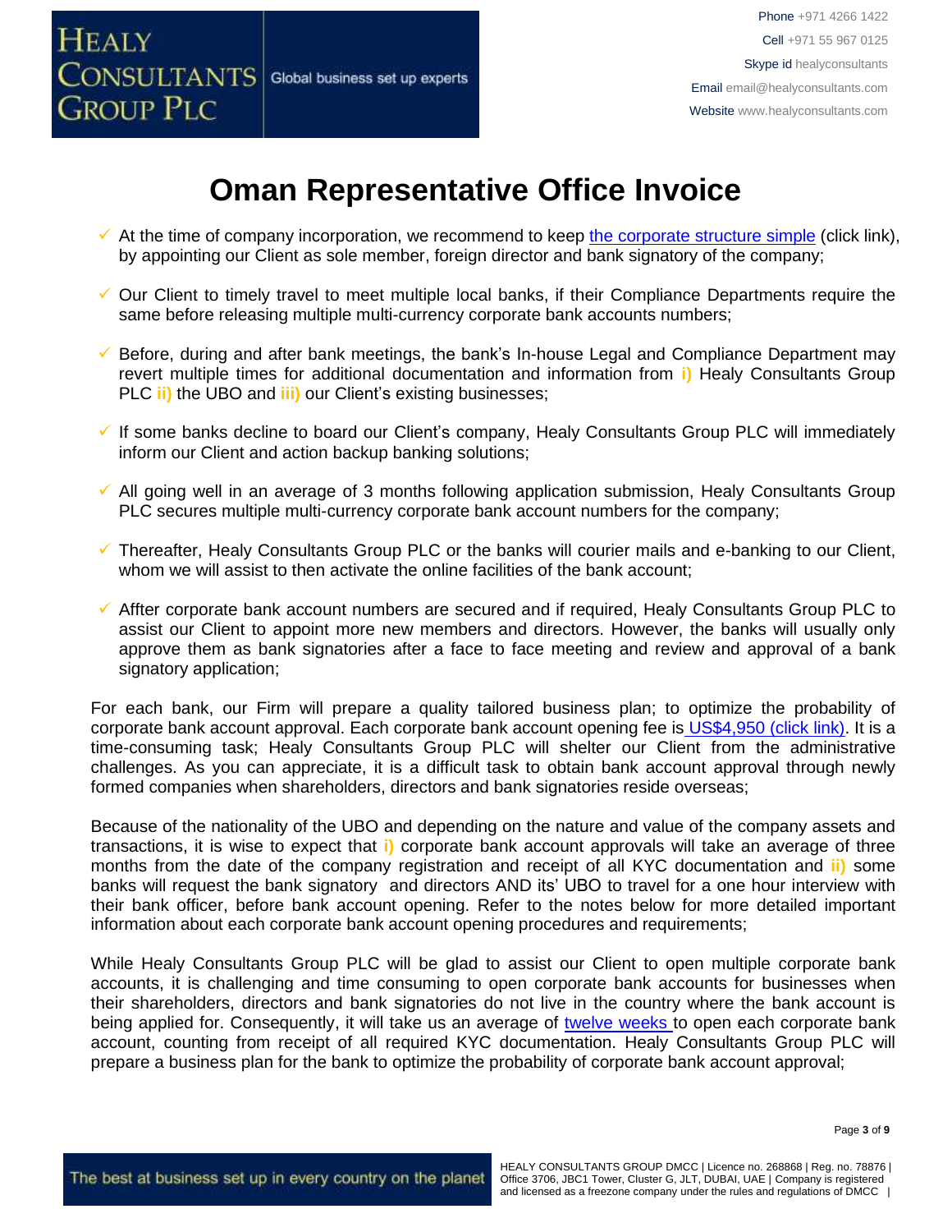# Oman Representative Office Invoice

- ✓ At the time of company incorporation, we recommend to keep the corporate structure simple (click link), by appointing our Client as sole member, foreign director and bank signatory of the company;
- ✓ Our Client to timely travel to meet multiple local banks, if their Compliance Departments require the same before releasing multiple multi-currency corporate bank accounts numbers;
- ✓ Before, during and after bank meetings, the bank's In-house Legal and Compliance Department may revert multiple times for additional documentation and information from **i)** Healy Consultants Group PLC **ii)** the UBO and **iii)** our Client's existing businesses;
- ✓ If some banks decline to board our Client's company, Healy Consultants Group PLC will immediately inform our Client and action backup banking solutions;
- ✓ All going well in an average of 3 months following application submission, Healy Consultants Group PLC secures multiple multi-currency corporate bank account numbers for the company;
- ✓ Thereafter, Healy Consultants Group PLC or the banks will courier mails and e-banking to our Client, whom we will assist to then activate the online facilities of the bank account;
- ✓ Affter corporate bank account numbers are secured and if required, Healy Consultants Group PLC to assist our Client to appoint more new members and directors. However, the banks will usually only approve them as bank signatories after a face to face meeting and review and approval of a bank signatory application;

For each bank, our Firm will prepare a quality tailored business plan; to optimize the probability of corporate bank account approval. Each corporate bank account opening fee is US$4,950 (click link). It is a time-consuming task; Healy Consultants Group PLC will shelter our Client from the administrative challenges. As you can appreciate, it is a difficult task to obtain bank account approval through newly formed companies when shareholders, directors and bank signatories reside overseas;

Because of the nationality of the UBO and depending on the nature and value of the company assets and transactions, it is wise to expect that **i)** corporate bank account approvals will take an average of three months from the date of the company registration and receipt of all KYC documentation and **ii)** some banks will request the bank signatory and directors AND its' UBO to travel for a one hour interview with their bank officer, before bank account opening. Refer to the notes below for more detailed important information about each corporate bank account opening procedures and requirements;

While Healy Consultants Group PLC will be glad to assist our Client to open multiple corporate bank accounts, it is challenging and time consuming to open corporate bank accounts for businesses when their shareholders, directors and bank signatories do not live in the country where the bank account is being applied for. Consequently, it will take us an average of twelve weeks to open each corporate bank account, counting from receipt of all required KYC documentation. Healy Consultants Group PLC will prepare a business plan for the bank to optimize the probability of corporate bank account approval;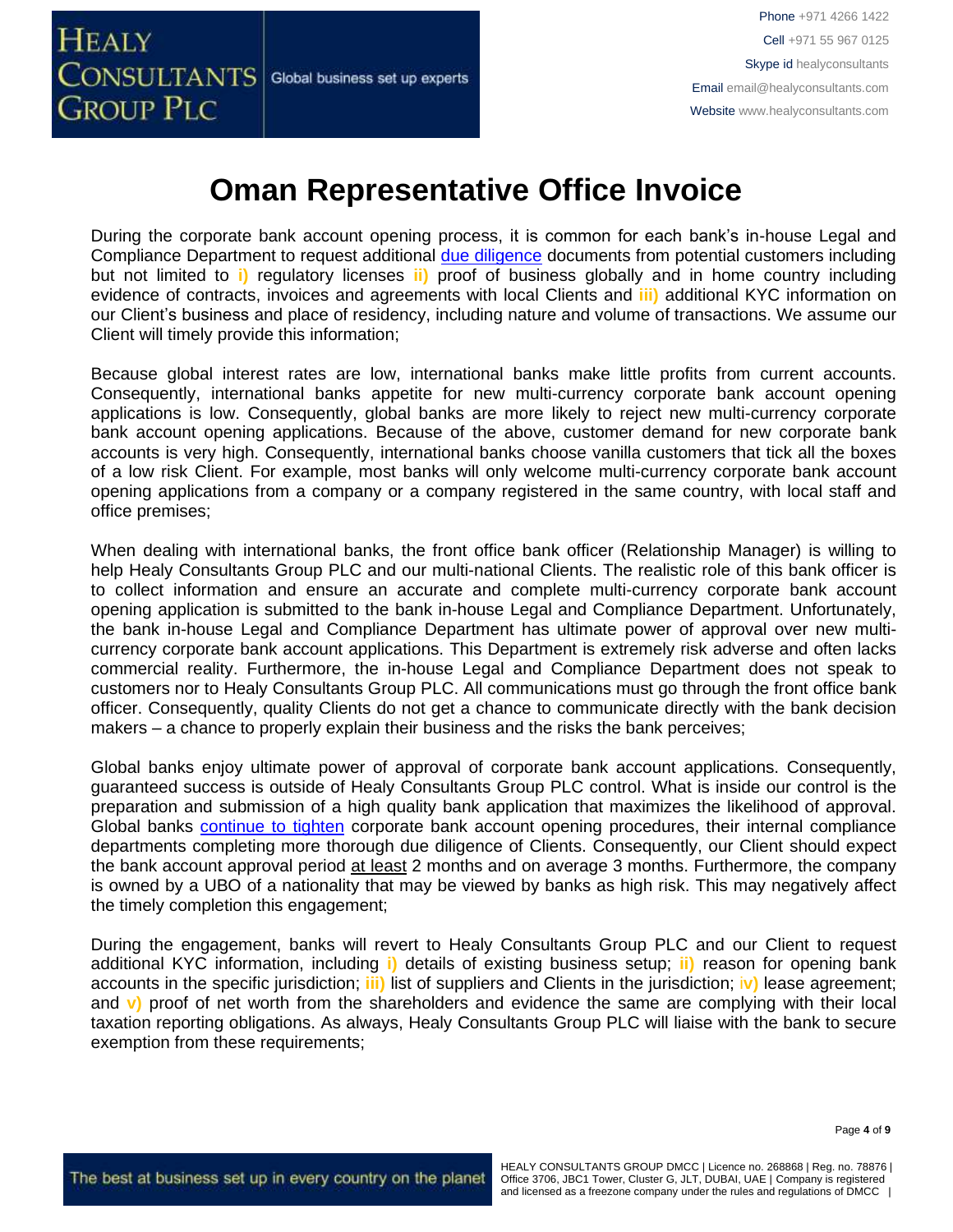# Oman Representative Office Invoice

During the corporate bank account opening process, it is common for each bank's in-house Legal and Compliance Department to request additional due diligence documents from potential customers including but not limited to **i)** regulatory licenses **ii)** proof of business globally and in home country including evidence of contracts, invoices and agreements with local Clients and **iii)** additional KYC information on our Client's business and place of residency, including nature and volume of transactions. We assume our Client will timely provide this information;

Because global interest rates are low, international banks make little profits from current accounts. Consequently, international banks appetite for new multi-currency corporate bank account opening applications is low. Consequently, global banks are more likely to reject new multi-currency corporate bank account opening applications. Because of the above, customer demand for new corporate bank accounts is very high. Consequently, international banks choose vanilla customers that tick all the boxes of a low risk Client. For example, most banks will only welcome multi-currency corporate bank account opening applications from a company or a company registered in the same country, with local staff and office premises;

When dealing with international banks, the front office bank officer (Relationship Manager) is willing to help Healy Consultants Group PLC and our multi-national Clients. The realistic role of this bank officer is to collect information and ensure an accurate and complete multi-currency corporate bank account opening application is submitted to the bank in-house Legal and Compliance Department. Unfortunately, the bank in-house Legal and Compliance Department has ultimate power of approval over new multi-currency corporate bank account applications. This Department is extremely risk adverse and often lacks commercial reality. Furthermore, the in-house Legal and Compliance Department does not speak to customers nor to Healy Consultants Group PLC. All communications must go through the front office bank officer. Consequently, quality Clients do not get a chance to communicate directly with the bank decision makers – a chance to properly explain their business and the risks the bank perceives;

Global banks enjoy ultimate power of approval of corporate bank account applications. Consequently, guaranteed success is outside of Healy Consultants Group PLC control. What is inside our control is the preparation and submission of a high quality bank application that maximizes the likelihood of approval. Global banks continue to tighten corporate bank account opening procedures, their internal compliance departments completing more thorough due diligence of Clients. Consequently, our Client should expect the bank account approval period at least 2 months and on average 3 months. Furthermore, the company is owned by a UBO of a nationality that may be viewed by banks as high risk. This may negatively affect the timely completion this engagement;

During the engagement, banks will revert to Healy Consultants Group PLC and our Client to request additional KYC information, including **i)** details of existing business setup; **ii)** reason for opening bank accounts in the specific jurisdiction; **iii)** list of suppliers and Clients in the jurisdiction; **iv)** lease agreement; and **v)** proof of net worth from the shareholders and evidence the same are complying with their local taxation reporting obligations. As always, Healy Consultants Group PLC will liaise with the bank to secure exemption from these requirements;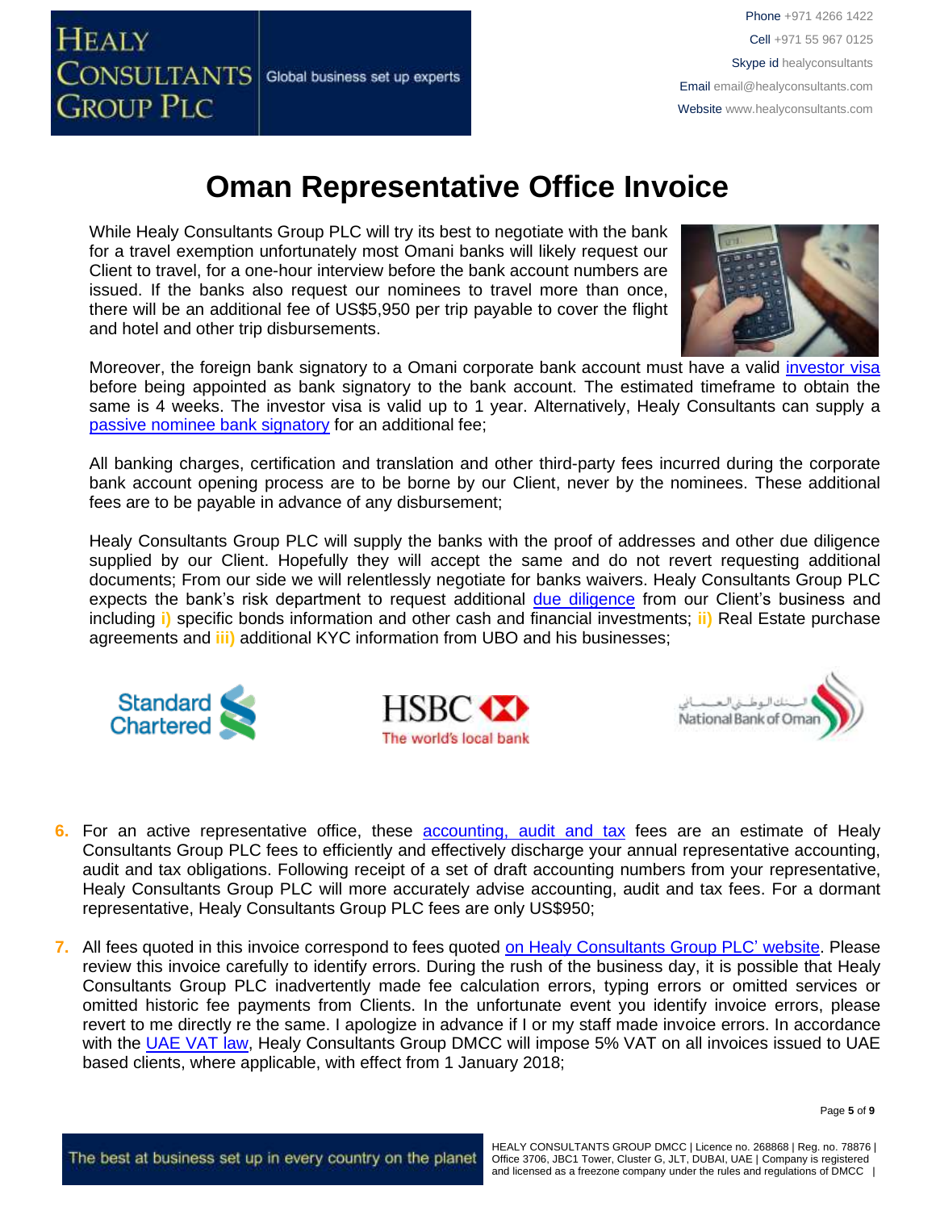# Oman Representative Office Invoice

While Healy Consultants Group PLC will try its best to negotiate with the bank for a travel exemption unfortunately most Omani banks will likely request our Client to travel, for a one-hour interview before the bank account numbers are issued. If the banks also request our nominees to travel more than once, there will be an additional fee of US$5,950 per trip payable to cover the flight and hotel and other trip disbursements.

Moreover, the foreign bank signatory to a Omani corporate bank account must have a valid investor visa before being appointed as bank signatory to the bank account. The estimated timeframe to obtain the same is 4 weeks. The investor visa is valid up to 1 year. Alternatively, Healy Consultants can supply a passive nominee bank signatory for an additional fee;

All banking charges, certification and translation and other third-party fees incurred during the corporate bank account opening process are to be borne by our Client, never by the nominees. These additional fees are to be payable in advance of any disbursement;

Healy Consultants Group PLC will supply the banks with the proof of addresses and other due diligence supplied by our Client. Hopefully they will accept the same and do not revert requesting additional documents; From our side we will relentlessly negotiate for banks waivers. Healy Consultants Group PLC expects the bank's risk department to request additional due diligence from our Client's business and including **i)** specific bonds information and other cash and financial investments; **ii)** Real Estate purchase agreements and **iii)** additional KYC information from UBO and his businesses;

6. For an active representative office, these accounting, audit and tax fees are an estimate of Healy Consultants Group PLC fees to efficiently and effectively discharge your annual representative accounting, audit and tax obligations. Following receipt of a set of draft accounting numbers from your representative, Healy Consultants Group PLC will more accurately advise accounting, audit and tax fees. For a dormant representative, Healy Consultants Group PLC fees are only US$950;

7. All fees quoted in this invoice correspond to fees quoted on Healy Consultants Group PLC' website. Please review this invoice carefully to identify errors. During the rush of the business day, it is possible that Healy Consultants Group PLC inadvertently made fee calculation errors, typing errors or omitted services or omitted historic fee payments from Clients. In the unfortunate event you identify invoice errors, please revert to me directly re the same. I apologize in advance if I or my staff made invoice errors. In accordance with the UAE VAT law, Healy Consultants Group DMCC will impose 5% VAT on all invoices issued to UAE based clients, where applicable, with effect from 1 January 2018;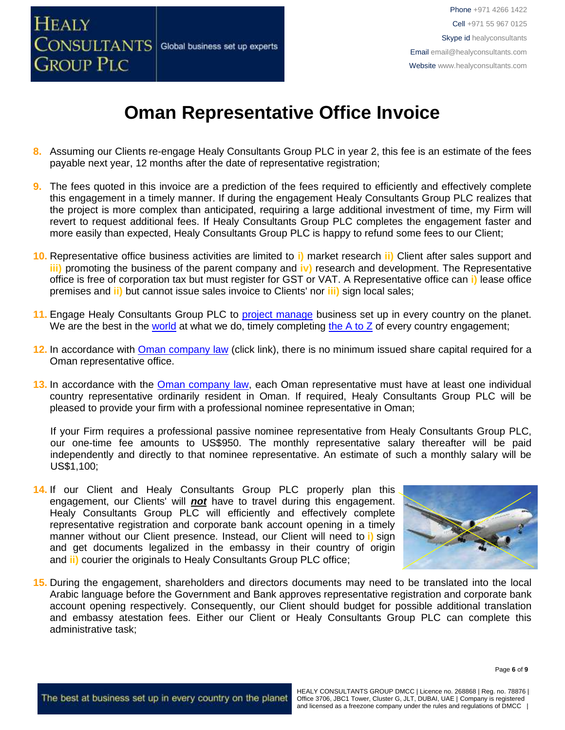# Oman Representative Office Invoice

8. Assuming our Clients re-engage Healy Consultants Group PLC in year 2, this fee is an estimate of the fees payable next year, 12 months after the date of representative registration;

9. The fees quoted in this invoice are a prediction of the fees required to efficiently and effectively complete this engagement in a timely manner. If during the engagement Healy Consultants Group PLC realizes that the project is more complex than anticipated, requiring a large additional investment of time, my Firm will revert to request additional fees. If Healy Consultants Group PLC completes the engagement faster and more easily than expected, Healy Consultants Group PLC is happy to refund some fees to our Client;

10. Representative office business activities are limited to **i)** market research **ii)** Client after sales support and **iii)** promoting the business of the parent company and **iv)** research and development. The Representative office is free of corporation tax but must register for GST or VAT. A Representative office can **i)** lease office premises and **ii)** but cannot issue sales invoice to Clients' nor **iii)** sign local sales;

11. Engage Healy Consultants Group PLC to [project manage] business set up in every country on the planet. We are the best in the [world] at what we do, timely completing [the A to Z] of every country engagement;

12. In accordance with [Oman company law] (click link), there is no minimum issued share capital required for a Oman representative office.

13. In accordance with the [Oman company law], each Oman representative must have at least one individual country representative ordinarily resident in Oman. If required, Healy Consultants Group PLC will be pleased to provide your firm with a professional nominee representative in Oman;

    If your Firm requires a professional passive nominee representative from Healy Consultants Group PLC, our one-time fee amounts to US$950. The monthly representative salary thereafter will be paid independently and directly to that nominee representative. An estimate of such a monthly salary will be US$1,100;

14. If our Client and Healy Consultants Group PLC properly plan this engagement, our Clients' will ***not*** have to travel during this engagement. Healy Consultants Group PLC will efficiently and effectively complete representative registration and corporate bank account opening in a timely manner without our Client presence. Instead, our Client will need to **i)** sign and get documents legalized in the embassy in their country of origin and **ii)** courier the originals to Healy Consultants Group PLC office;

15. During the engagement, shareholders and directors documents may need to be translated into the local Arabic language before the Government and Bank approves representative registration and corporate bank account opening respectively. Consequently, our Client should budget for possible additional translation and embassy atestation fees. Either our Client or Healy Consultants Group PLC can complete this administrative task;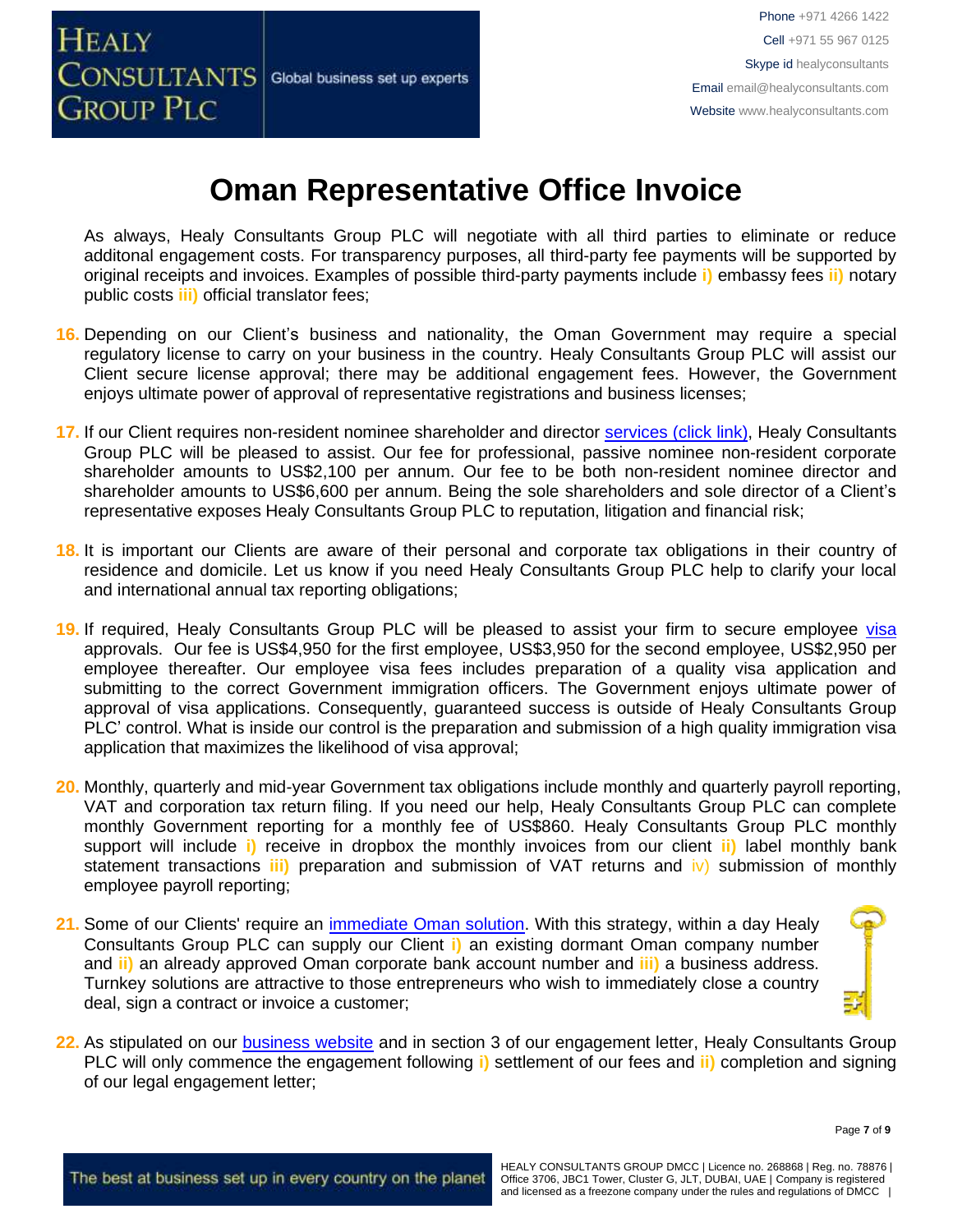# Oman Representative Office Invoice

As always, Healy Consultants Group PLC will negotiate with all third parties to eliminate or reduce additonal engagement costs. For transparency purposes, all third-party fee payments will be supported by original receipts and invoices. Examples of possible third-party payments include **i)** embassy fees **ii)** notary public costs **iii)** official translator fees;

16. Depending on our Client's business and nationality, the Oman Government may require a special regulatory license to carry on your business in the country. Healy Consultants Group PLC will assist our Client secure license approval; there may be additional engagement fees. However, the Government enjoys ultimate power of approval of representative registrations and business licenses;

17. If our Client requires non-resident nominee shareholder and director services (click link), Healy Consultants Group PLC will be pleased to assist. Our fee for professional, passive nominee non-resident corporate shareholder amounts to US$2,100 per annum. Our fee to be both non-resident nominee director and shareholder amounts to US$6,600 per annum. Being the sole shareholders and sole director of a Client's representative exposes Healy Consultants Group PLC to reputation, litigation and financial risk;

18. It is important our Clients are aware of their personal and corporate tax obligations in their country of residence and domicile. Let us know if you need Healy Consultants Group PLC help to clarify your local and international annual tax reporting obligations;

19. If required, Healy Consultants Group PLC will be pleased to assist your firm to secure employee visa approvals. Our fee is US$4,950 for the first employee, US$3,950 for the second employee, US$2,950 per employee thereafter. Our employee visa fees includes preparation of a quality visa application and submitting to the correct Government immigration officers. The Government enjoys ultimate power of approval of visa applications. Consequently, guaranteed success is outside of Healy Consultants Group PLC' control. What is inside our control is the preparation and submission of a high quality immigration visa application that maximizes the likelihood of visa approval;

20. Monthly, quarterly and mid-year Government tax obligations include monthly and quarterly payroll reporting, VAT and corporation tax return filing. If you need our help, Healy Consultants Group PLC can complete monthly Government reporting for a monthly fee of US$860. Healy Consultants Group PLC monthly support will include **i)** receive in dropbox the monthly invoices from our client **ii)** label monthly bank statement transactions **iii)** preparation and submission of VAT returns and iv) submission of monthly employee payroll reporting;

21. Some of our Clients' require an immediate Oman solution. With this strategy, within a day Healy Consultants Group PLC can supply our Client **i)** an existing dormant Oman company number and **ii)** an already approved Oman corporate bank account number and **iii)** a business address. Turnkey solutions are attractive to those entrepreneurs who wish to immediately close a country deal, sign a contract or invoice a customer;

22. As stipulated on our business website and in section 3 of our engagement letter, Healy Consultants Group PLC will only commence the engagement following **i)** settlement of our fees and **ii)** completion and signing of our legal engagement letter;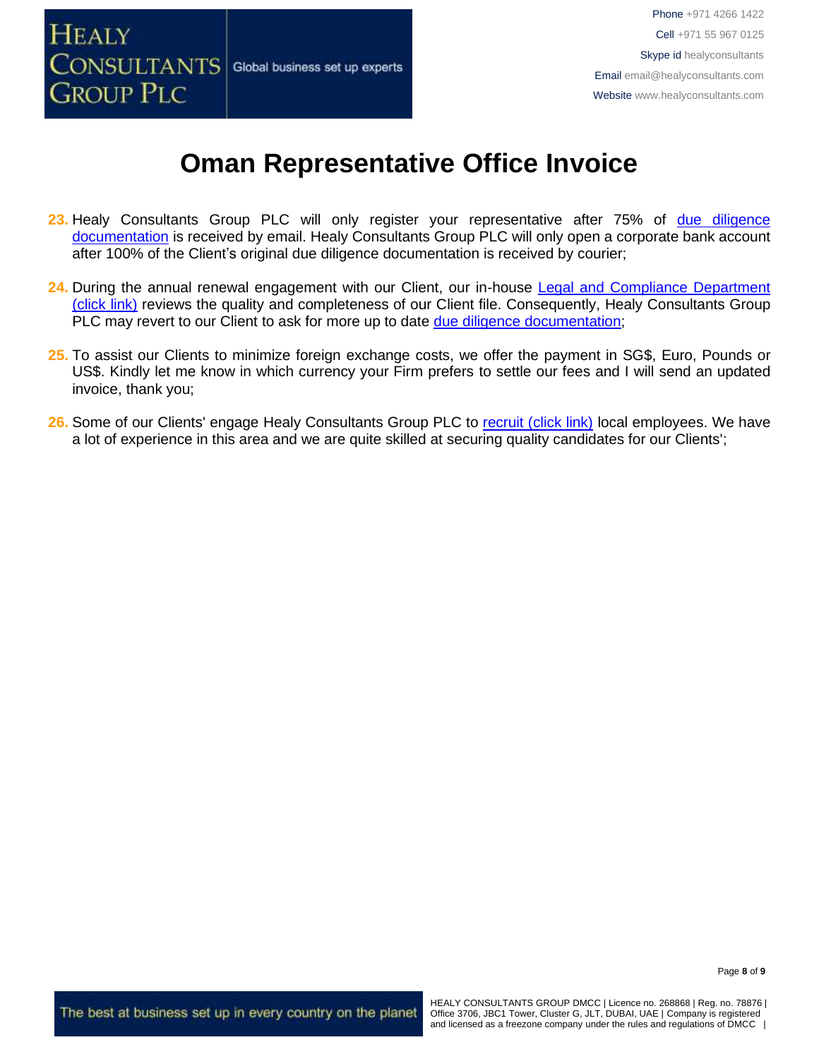# Oman Representative Office Invoice

23. Healy Consultants Group PLC will only register your representative after 75% of due diligence documentation is received by email. Healy Consultants Group PLC will only open a corporate bank account after 100% of the Client's original due diligence documentation is received by courier;

24. During the annual renewal engagement with our Client, our in-house Legal and Compliance Department (click link) reviews the quality and completeness of our Client file. Consequently, Healy Consultants Group PLC may revert to our Client to ask for more up to date due diligence documentation;

25. To assist our Clients to minimize foreign exchange costs, we offer the payment in SG$, Euro, Pounds or US$. Kindly let me know in which currency your Firm prefers to settle our fees and I will send an updated invoice, thank you;

26. Some of our Clients' engage Healy Consultants Group PLC to recruit (click link) local employees. We have a lot of experience in this area and we are quite skilled at securing quality candidates for our Clients';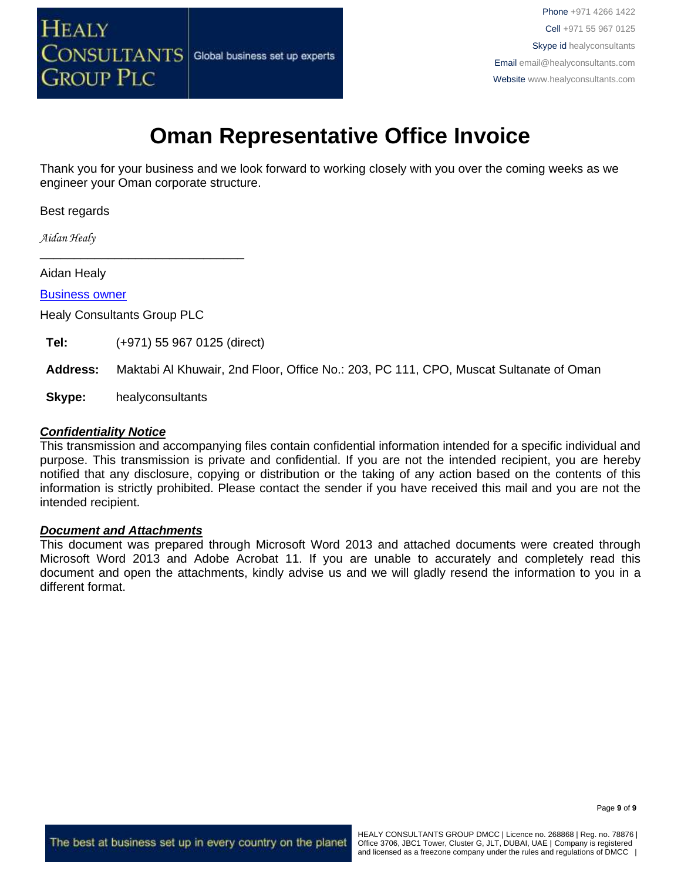# Oman Representative Office Invoice

Thank you for your business and we look forward to working closely with you over the coming weeks as we engineer your Oman corporate structure.

Best regards

*Aidan Healy*

______________________________

Aidan Healy

[Business owner]

Healy Consultants Group PLC

| | |
|---|---|
| **Tel:** | (+971) 55 967 0125 (direct) |
| **Address:** | Maktabi Al Khuwair, 2nd Floor, Office No.: 203, PC 111, CPO, Muscat Sultanate of Oman |
| **Skype:** | healyconsultants |

***Confidentiality Notice***

This transmission and accompanying files contain confidential information intended for a specific individual and purpose. This transmission is private and confidential. If you are not the intended recipient, you are hereby notified that any disclosure, copying or distribution or the taking of any action based on the contents of this information is strictly prohibited. Please contact the sender if you have received this mail and you are not the intended recipient.

***Document and Attachments***

This document was prepared through Microsoft Word 2013 and attached documents were created through Microsoft Word 2013 and Adobe Acrobat 11. If you are unable to accurately and completely read this document and open the attachments, kindly advise us and we will gladly resend the information to you in a different format.